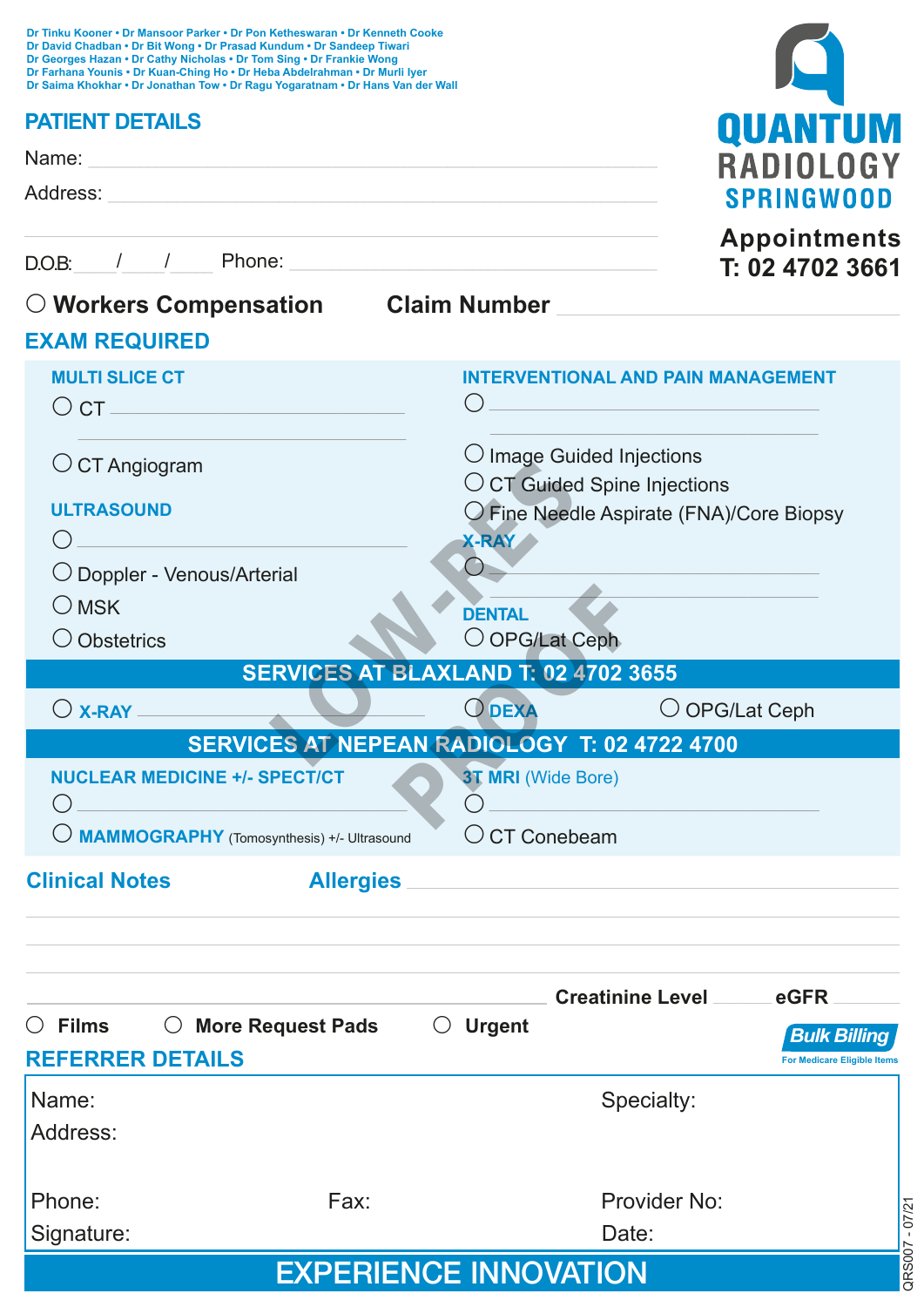Dr Tinku Kooner • Dr Mansoor Parker • Dr Pon Ketheswaran • Dr Kenneth Cooke
Dr David Chadban • Dr Bit Wong • Dr Prasad Kundum • Dr Sandeep Tiwari
Dr Georges Hazan • Dr Cathy Nicholas • Dr Tom Sing • Dr Frankie Wong
Dr Farhana Younis • Dr Kuan-Ching Ho • Dr Heba Abdelrahman • Dr Murli Iyer
Dr Saima Khokhar • Dr Jonathan Tow • Dr Ragu Yogaratnam • Dr Hans Van der Wall

**QUANTUM RADIOLOGY SPRINGWOOD**

**Appointments**
**T: 02 4702 3661**

## PATIENT DETAILS

Name: ______________________________

Address: ______________________________

______________________________

D.O.B: ___/___/___ Phone: ______________________________

○ **Workers Compensation** **Claim Number** ______________________________

## EXAM REQUIRED

### MULTI SLICE CT

○ CT ______________________________

______________________________

○ CT Angiogram

### ULTRASOUND

○ ______________________________

○ Doppler - Venous/Arterial

○ MSK

○ Obstetrics

### INTERVENTIONAL AND PAIN MANAGEMENT

○ ______________________________

______________________________

○ Image Guided Injections

○ CT Guided Spine Injections

○ Fine Needle Aspirate (FNA)/Core Biopsy

### X-RAY

○ ______________________________

______________________________

### DENTAL

○ OPG/Lat Ceph

LOW-RES PROOF

### SERVICES AT BLAXLAND T: 02 4702 3655

○ **X-RAY** ______________________________ ○ **DEXA** ○ OPG/Lat Ceph

### SERVICES AT NEPEAN RADIOLOGY T: 02 4722 4700

**NUCLEAR MEDICINE +/- SPECT/CT**

○ ______________________________

○ **MAMMOGRAPHY** (Tomosynthesis) +/- Ultrasound

**3T MRI** (Wide Bore)

○ ______________________________

○ CT Conebeam

**Clinical Notes** **Allergies** ______________________________

______________________________

______________________________

______________________________

______________________________ **Creatinine Level** ______ **eGFR** ______

○ **Films** ○ **More Request Pads** ○ **Urgent**

**Bulk Billing**
For Medicare Eligible Items

## REFERRER DETAILS

Name: Specialty:

Address:

Phone: Fax: Provider No:

Signature: Date:

**EXPERIENCE INNOVATION**

QRS007 - 07/21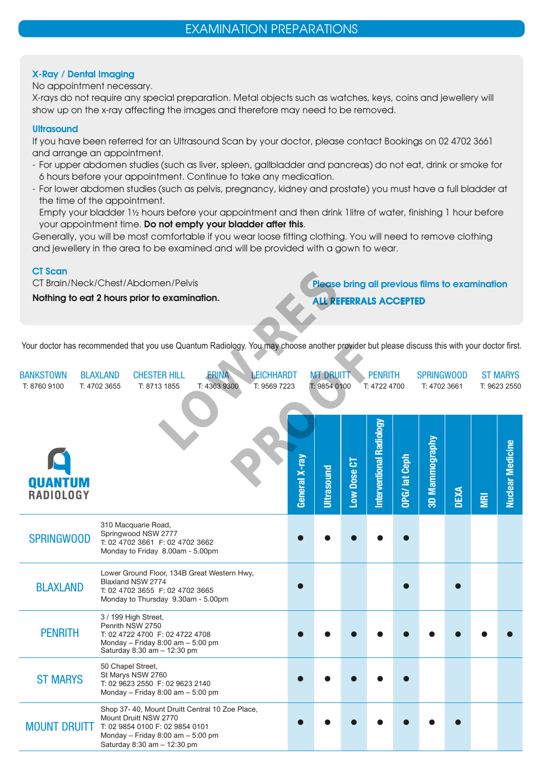# EXAMINATION PREPARATIONS

### X-Ray / Dental Imaging

No appointment necessary.

X-rays do not require any special preparation. Metal objects such as watches, keys, coins and jewellery will show up on the x-ray affecting the images and therefore may need to be removed.

### Ultrasound

If you have been referred for an Ultrasound Scan by your doctor, please contact Bookings on 02 4702 3661 and arrange an appointment.

- For upper abdomen studies (such as liver, spleen, gallbladder and pancreas) do not eat, drink or smoke for 6 hours before your appointment. Continue to take any medication.
- For lower abdomen studies (such as pelvis, pregnancy, kidney and prostate) you must have a full bladder at the time of the appointment.
  Empty your bladder 1½ hours before your appointment and then drink 1litre of water, finishing 1 hour before your appointment time. **Do not empty your bladder after this**.

Generally, you will be most comfortable if you wear loose fitting clothing. You will need to remove clothing and jewellery in the area to be examined and will be provided with a gown to wear.

### CT Scan

CT Brain/Neck/Chest/Abdomen/Pelvis

**Nothing to eat 2 hours prior to examination.**

**Please bring all previous films to examination**

**ALL REFERRALS ACCEPTED**

LOW-RES PROOF

Your doctor has recommended that you use Quantum Radiology. You may choose another provider but please discuss this with your doctor first.

BANKSTOWN T: 8760 9100 | BLAXLAND T: 4702 3655 | CHESTER HILL T: 8713 1855 | ERINA T: 4363 9300 | LEICHHARDT T: 9569 7223 | MT DRUITT T: 9854 0100 | PENRITH T: 4722 4700 | SPRINGWOOD T: 4702 3661 | ST MARYS T: 9623 2550

QUANTUM RADIOLOGY

| Location | Details | General X-ray | Ultrasound | Low Dose CT | Interventional Radiology | OPG/ lat Ceph | 3D Mammography | DEXA | MRI | Nuclear Medicine |
|---|---|---|---|---|---|---|---|---|---|---|
| SPRINGWOOD | 310 Macquarie Road, Springwood NSW 2777<br>T: 02 4702 3661 F: 02 4702 3662<br>Monday to Friday 8.00am - 5.00pm | ● | ● | ● | ● | ● | | | | |
| BLAXLAND | Lower Ground Floor, 134B Great Western Hwy, Blaxland NSW 2774<br>T: 02 4702 3655 F: 02 4702 3665<br>Monday to Thursday 9.30am - 5.00pm | ● | | | | ● | | ● | | |
| PENRITH | 3 / 199 High Street, Penrith NSW 2750<br>T: 02 4722 4700 F: 02 4722 4708<br>Monday – Friday 8:00 am – 5:00 pm<br>Saturday 8:30 am – 12:30 pm | ● | ● | ● | ● | ● | ● | ● | ● | ● |
| ST MARYS | 50 Chapel Street, St Marys NSW 2760<br>T: 02 9623 2550 F: 02 9623 2140<br>Monday – Friday 8:00 am – 5:00 pm | ● | ● | ● | ● | ● | | | | |
| MOUNT DRUITT | Shop 37- 40, Mount Druitt Central 10 Zoe Place, Mount Druitt NSW 2770<br>T: 02 9854 0100 F: 02 9854 0101<br>Monday – Friday 8:00 am – 5:00 pm<br>Saturday 8:30 am – 12:30 pm | ● | ● | ● | ● | ● | ● | ● | | |